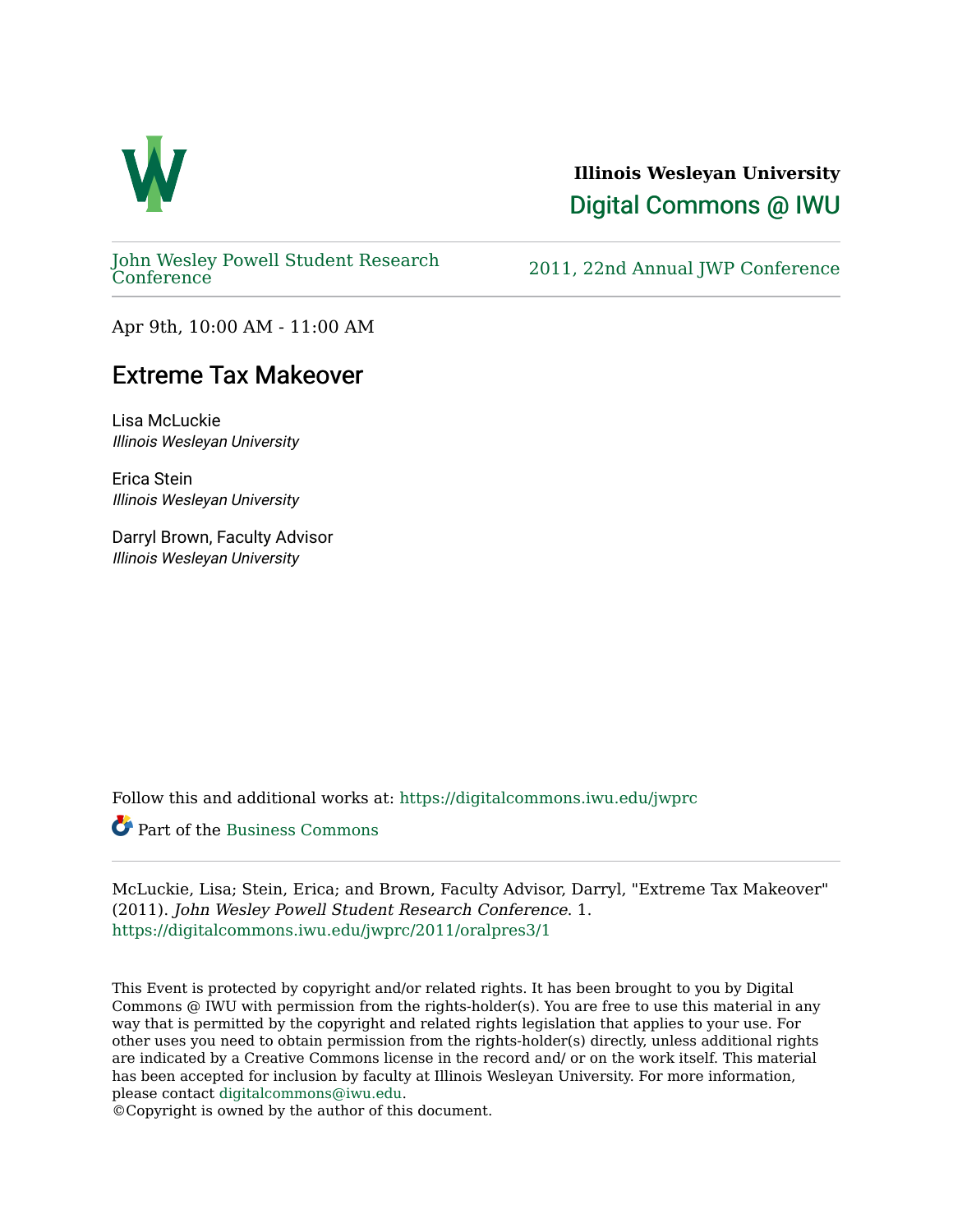**Illinois Wesleyan University**

Digital Commons @ IWU

John Wesley Powell Student Research Conference

2011, 22nd Annual JWP Conference

Apr 9th, 10:00 AM - 11:00 AM

# Extreme Tax Makeover

Lisa McLuckie
*Illinois Wesleyan University*

Erica Stein
*Illinois Wesleyan University*

Darryl Brown, Faculty Advisor
*Illinois Wesleyan University*

Follow this and additional works at: https://digitalcommons.iwu.edu/jwprc

Part of the Business Commons

McLuckie, Lisa; Stein, Erica; and Brown, Faculty Advisor, Darryl, "Extreme Tax Makeover" (2011). *John Wesley Powell Student Research Conference*. 1.
https://digitalcommons.iwu.edu/jwprc/2011/oralpres3/1

This Event is protected by copyright and/or related rights. It has been brought to you by Digital Commons @ IWU with permission from the rights-holder(s). You are free to use this material in any way that is permitted by the copyright and related rights legislation that applies to your use. For other uses you need to obtain permission from the rights-holder(s) directly, unless additional rights are indicated by a Creative Commons license in the record and/ or on the work itself. This material has been accepted for inclusion by faculty at Illinois Wesleyan University. For more information, please contact digitalcommons@iwu.edu.
©Copyright is owned by the author of this document.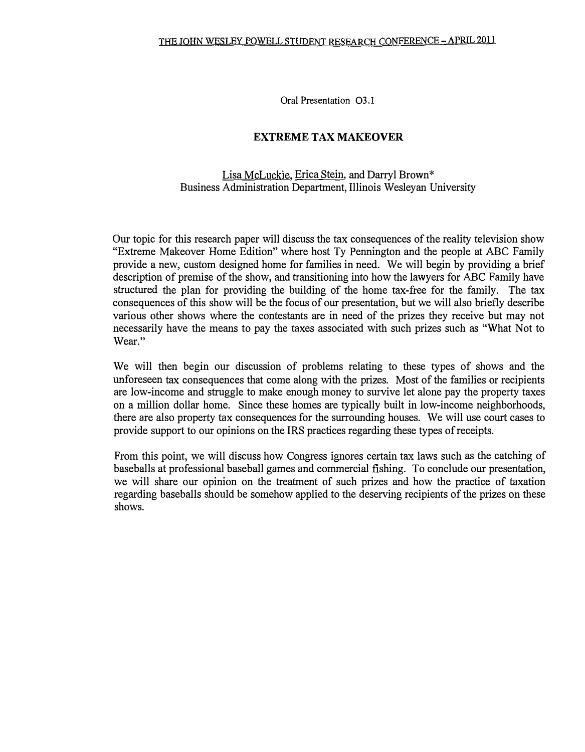Oral Presentation O3.1

# EXTREME TAX MAKEOVER

Lisa McLuckie, Erica Stein, and Darryl Brown*
Business Administration Department, Illinois Wesleyan University

Our topic for this research paper will discuss the tax consequences of the reality television show "Extreme Makeover Home Edition" where host Ty Pennington and the people at ABC Family provide a new, custom designed home for families in need. We will begin by providing a brief description of premise of the show, and transitioning into how the lawyers for ABC Family have structured the plan for providing the building of the home tax-free for the family. The tax consequences of this show will be the focus of our presentation, but we will also briefly describe various other shows where the contestants are in need of the prizes they receive but may not necessarily have the means to pay the taxes associated with such prizes such as "What Not to Wear."

We will then begin our discussion of problems relating to these types of shows and the unforeseen tax consequences that come along with the prizes. Most of the families or recipients are low-income and struggle to make enough money to survive let alone pay the property taxes on a million dollar home. Since these homes are typically built in low-income neighborhoods, there are also property tax consequences for the surrounding houses. We will use court cases to provide support to our opinions on the IRS practices regarding these types of receipts.

From this point, we will discuss how Congress ignores certain tax laws such as the catching of baseballs at professional baseball games and commercial fishing. To conclude our presentation, we will share our opinion on the treatment of such prizes and how the practice of taxation regarding baseballs should be somehow applied to the deserving recipients of the prizes on these shows.